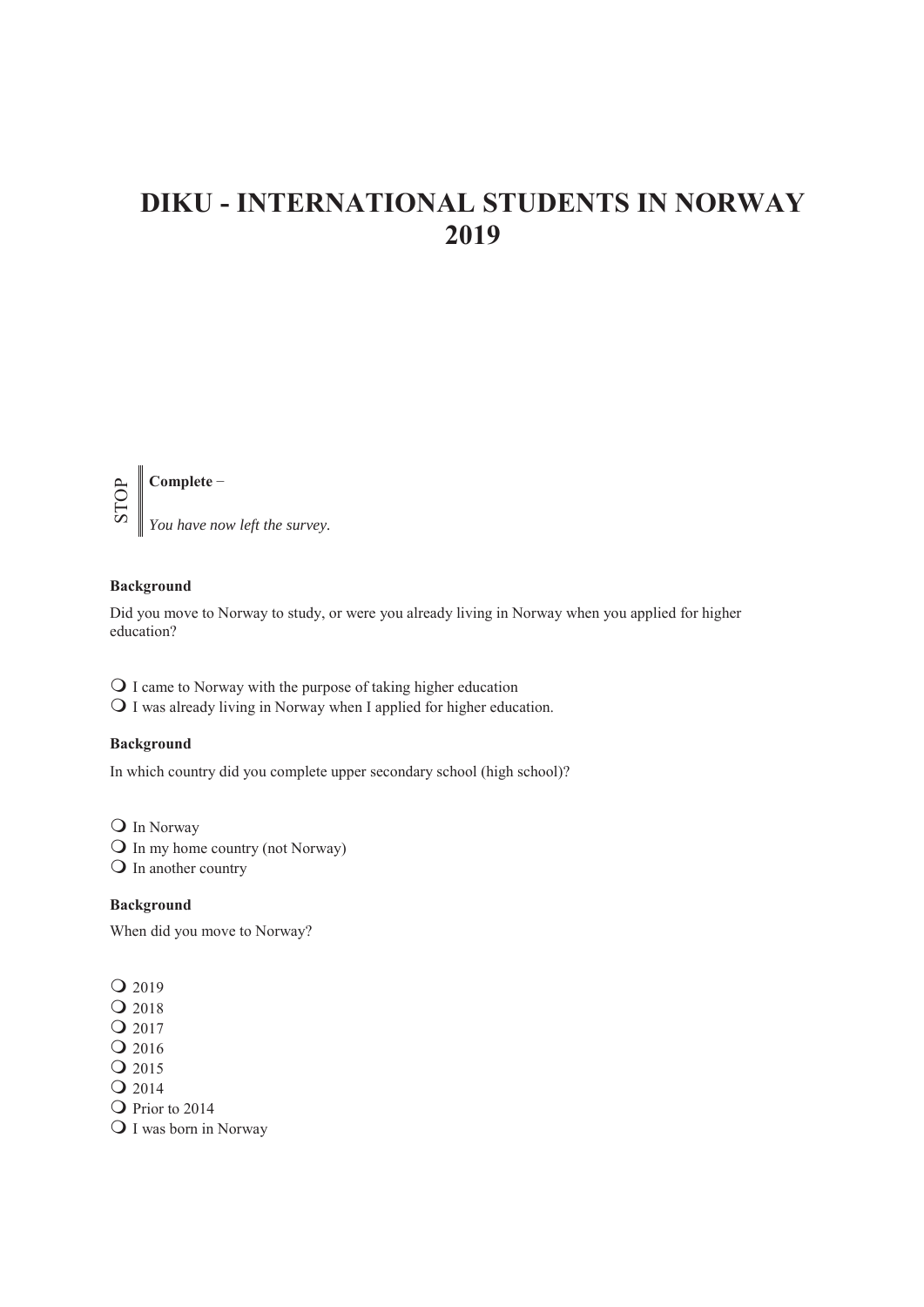# DIKU - INTERNATIONAL STUDENTS IN NORWAY 2019

STOP

**Complete** –

*You have now left the survey.*

**Background**

Did you move to Norway to study, or were you already living in Norway when you applied for higher education?

- ❍ I came to Norway with the purpose of taking higher education
- ❍ I was already living in Norway when I applied for higher education.

**Background**

In which country did you complete upper secondary school (high school)?

- ❍ In Norway
- ❍ In my home country (not Norway)
- ❍ In another country

**Background**

When did you move to Norway?

- ❍ 2019
- ❍ 2018
- ❍ 2017
- ❍ 2016
- ❍ 2015
- ❍ 2014
- ❍ Prior to 2014
- ❍ I was born in Norway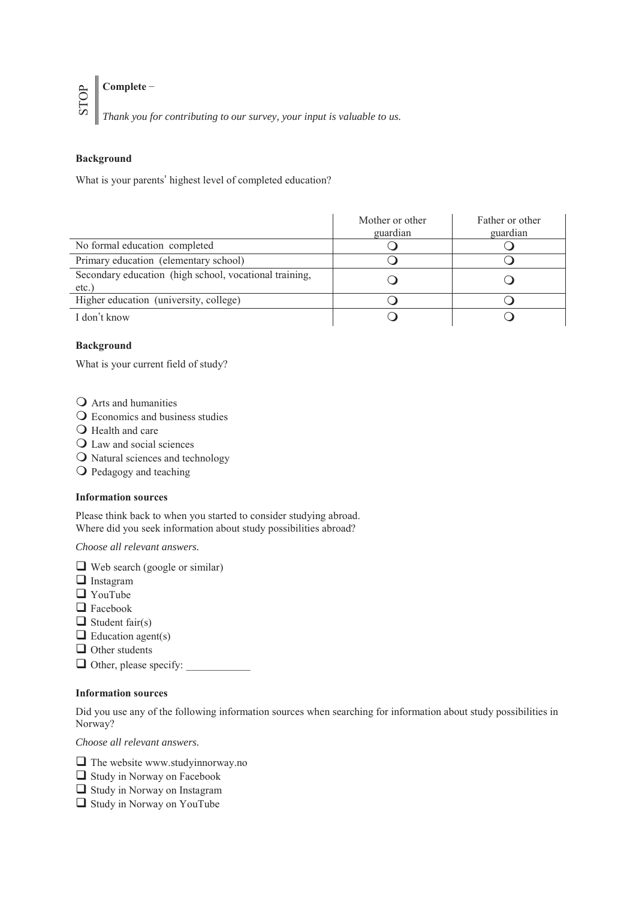STOP

**Complete** –

*Thank you for contributing to our survey, your input is valuable to us.*

**Background**

What is your parents' highest level of completed education?

| | Mother or other guardian | Father or other guardian |
|---|---|---|
| No formal education completed | ❍ | ❍ |
| Primary education (elementary school) | ❍ | ❍ |
| Secondary education (high school, vocational training, etc.) | ❍ | ❍ |
| Higher education (university, college) | ❍ | ❍ |
| I don't know | ❍ | ❍ |

**Background**

What is your current field of study?

- ❍ Arts and humanities
- ❍ Economics and business studies
- ❍ Health and care
- ❍ Law and social sciences
- ❍ Natural sciences and technology
- ❍ Pedagogy and teaching

**Information sources**

Please think back to when you started to consider studying abroad.
Where did you seek information about study possibilities abroad?

*Choose all relevant answers.*

- ❑ Web search (google or similar)
- ❑ Instagram
- ❑ YouTube
- ❑ Facebook
- ❑ Student fair(s)
- ❑ Education agent(s)
- ❑ Other students
- ❑ Other, please specify: ____________

**Information sources**

Did you use any of the following information sources when searching for information about study possibilities in Norway?

*Choose all relevant answers.*

- ❑ The website www.studyinnorway.no
- ❑ Study in Norway on Facebook
- ❑ Study in Norway on Instagram
- ❑ Study in Norway on YouTube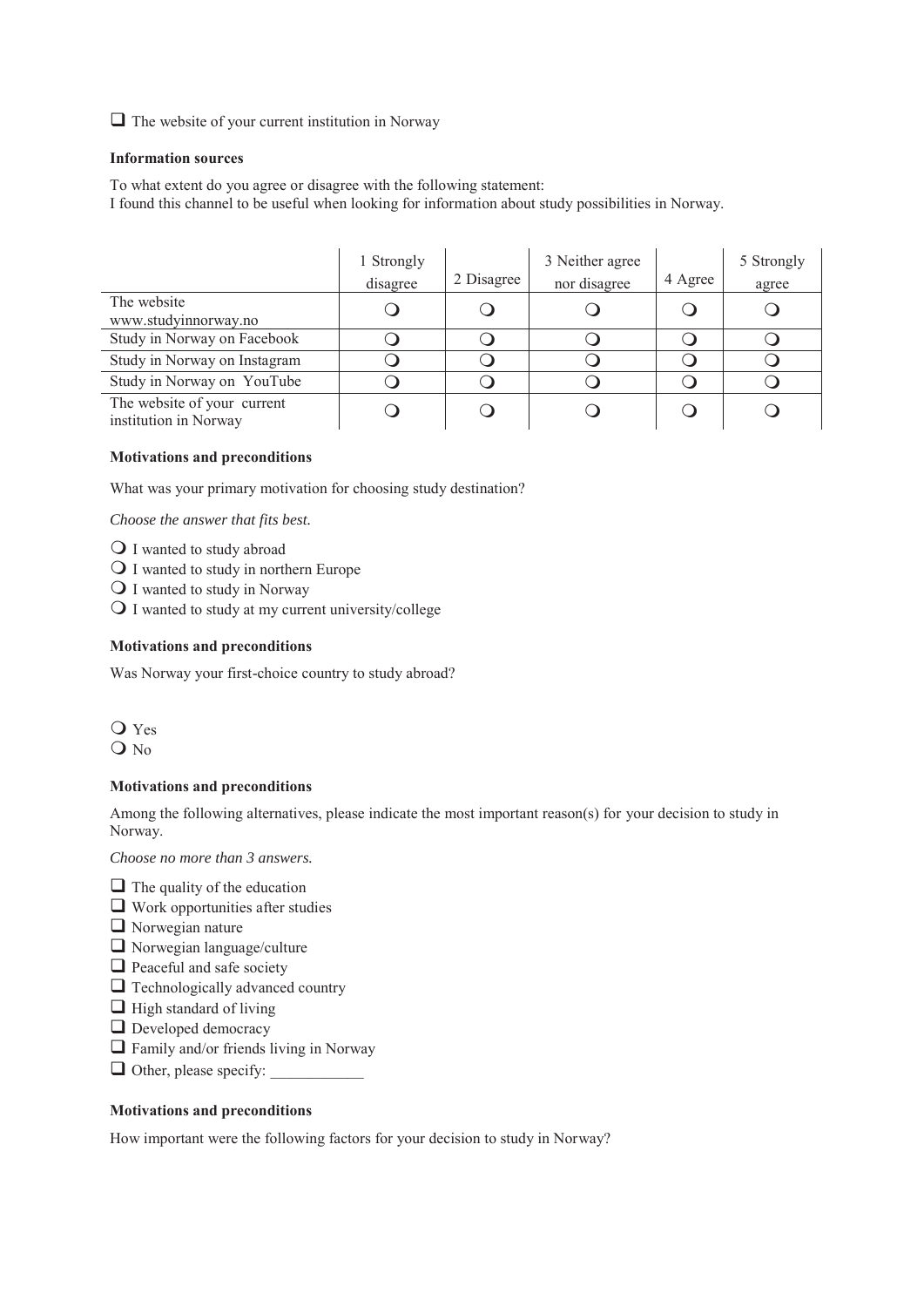❑ The website of your current institution in Norway

**Information sources**

To what extent do you agree or disagree with the following statement:
I found this channel to be useful when looking for information about study possibilities in Norway.

| | 1 Strongly disagree | 2 Disagree | 3 Neither agree nor disagree | 4 Agree | 5 Strongly agree |
|---|---|---|---|---|---|
| The website www.studyinnorway.no | ❍ | ❍ | ❍ | ❍ | ❍ |
| Study in Norway on Facebook | ❍ | ❍ | ❍ | ❍ | ❍ |
| Study in Norway on Instagram | ❍ | ❍ | ❍ | ❍ | ❍ |
| Study in Norway on YouTube | ❍ | ❍ | ❍ | ❍ | ❍ |
| The website of your current institution in Norway | ❍ | ❍ | ❍ | ❍ | ❍ |

**Motivations and preconditions**

What was your primary motivation for choosing study destination?

*Choose the answer that fits best.*

❍ I wanted to study abroad
❍ I wanted to study in northern Europe
❍ I wanted to study in Norway
❍ I wanted to study at my current university/college

**Motivations and preconditions**

Was Norway your first-choice country to study abroad?

❍ Yes
❍ No

**Motivations and preconditions**

Among the following alternatives, please indicate the most important reason(s) for your decision to study in Norway.

*Choose no more than 3 answers.*

❑ The quality of the education
❑ Work opportunities after studies
❑ Norwegian nature
❑ Norwegian language/culture
❑ Peaceful and safe society
❑ Technologically advanced country
❑ High standard of living
❑ Developed democracy
❑ Family and/or friends living in Norway
❑ Other, please specify: ____________

**Motivations and preconditions**

How important were the following factors for your decision to study in Norway?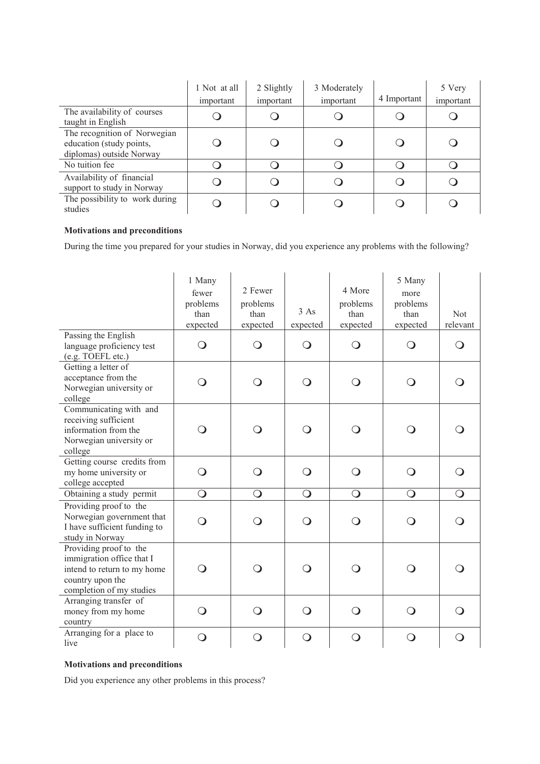| | 1 Not at all important | 2 Slightly important | 3 Moderately important | 4 Important | 5 Very important |
|---|---|---|---|---|---|
| The availability of courses taught in English | ❍ | ❍ | ❍ | ❍ | ❍ |
| The recognition of Norwegian education (study points, diplomas) outside Norway | ❍ | ❍ | ❍ | ❍ | ❍ |
| No tuition fee | ❍ | ❍ | ❍ | ❍ | ❍ |
| Availability of financial support to study in Norway | ❍ | ❍ | ❍ | ❍ | ❍ |
| The possibility to work during studies | ❍ | ❍ | ❍ | ❍ | ❍ |

**Motivations and preconditions**

During the time you prepared for your studies in Norway, did you experience any problems with the following?

| | 1 Many fewer problems than expected | 2 Fewer problems than expected | 3 As expected | 4 More problems than expected | 5 Many more problems than expected | Not relevant |
|---|---|---|---|---|---|---|
| Passing the English language proficiency test (e.g. TOEFL etc.) | ❍ | ❍ | ❍ | ❍ | ❍ | ❍ |
| Getting a letter of acceptance from the Norwegian university or college | ❍ | ❍ | ❍ | ❍ | ❍ | ❍ |
| Communicating with and receiving sufficient information from the Norwegian university or college | ❍ | ❍ | ❍ | ❍ | ❍ | ❍ |
| Getting course credits from my home university or college accepted | ❍ | ❍ | ❍ | ❍ | ❍ | ❍ |
| Obtaining a study permit | ❍ | ❍ | ❍ | ❍ | ❍ | ❍ |
| Providing proof to the Norwegian government that I have sufficient funding to study in Norway | ❍ | ❍ | ❍ | ❍ | ❍ | ❍ |
| Providing proof to the immigration office that I intend to return to my home country upon the completion of my studies | ❍ | ❍ | ❍ | ❍ | ❍ | ❍ |
| Arranging transfer of money from my home country | ❍ | ❍ | ❍ | ❍ | ❍ | ❍ |
| Arranging for a place to live | ❍ | ❍ | ❍ | ❍ | ❍ | ❍ |

**Motivations and preconditions**

Did you experience any other problems in this process?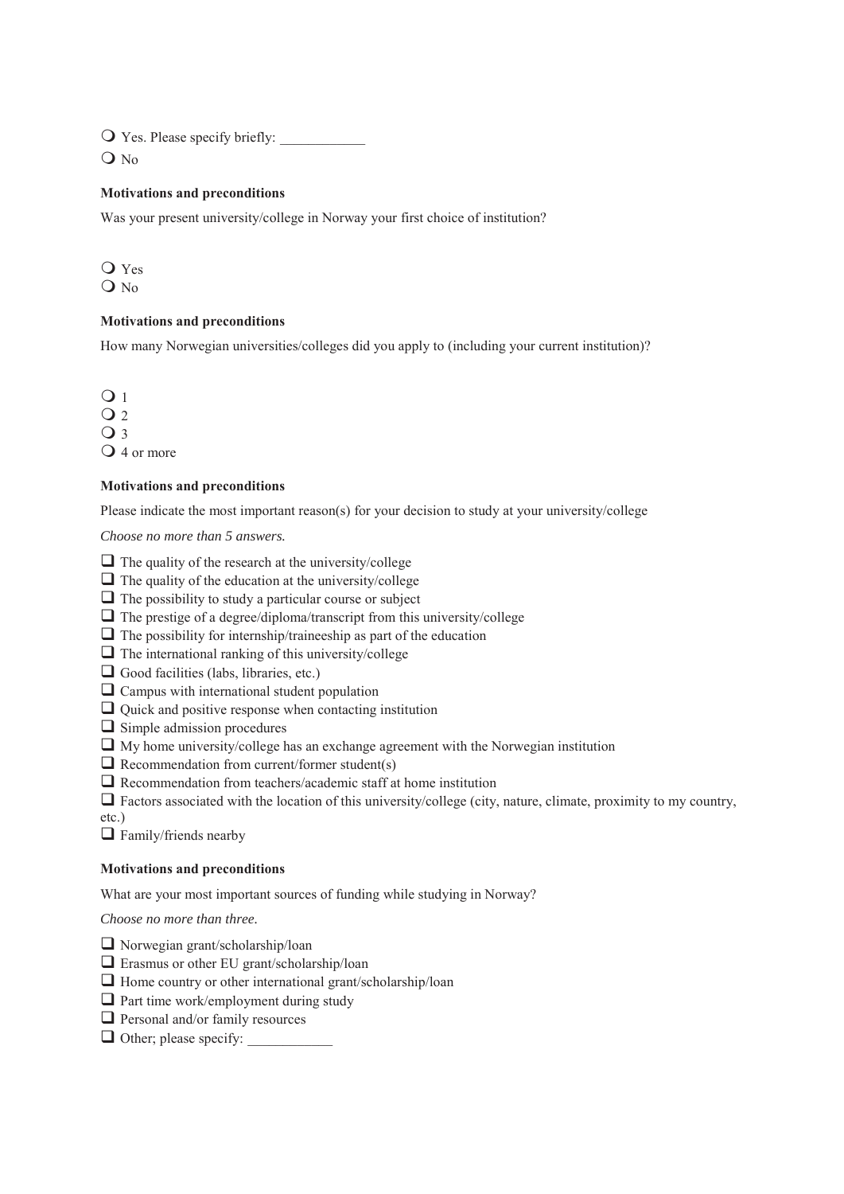- ❍ Yes. Please specify briefly: ____________
- ❍ No

**Motivations and preconditions**

Was your present university/college in Norway your first choice of institution?

- ❍ Yes
- ❍ No

**Motivations and preconditions**

How many Norwegian universities/colleges did you apply to (including your current institution)?

- ❍ 1
- ❍ 2
- ❍ 3
- ❍ 4 or more

**Motivations and preconditions**

Please indicate the most important reason(s) for your decision to study at your university/college

*Choose no more than 5 answers.*

- ❑ The quality of the research at the university/college
- ❑ The quality of the education at the university/college
- ❑ The possibility to study a particular course or subject
- ❑ The prestige of a degree/diploma/transcript from this university/college
- ❑ The possibility for internship/traineeship as part of the education
- ❑ The international ranking of this university/college
- ❑ Good facilities (labs, libraries, etc.)
- ❑ Campus with international student population
- ❑ Quick and positive response when contacting institution
- ❑ Simple admission procedures
- ❑ My home university/college has an exchange agreement with the Norwegian institution
- ❑ Recommendation from current/former student(s)
- ❑ Recommendation from teachers/academic staff at home institution
- ❑ Factors associated with the location of this university/college (city, nature, climate, proximity to my country, etc.)
- ❑ Family/friends nearby

**Motivations and preconditions**

What are your most important sources of funding while studying in Norway?

*Choose no more than three.*

- ❑ Norwegian grant/scholarship/loan
- ❑ Erasmus or other EU grant/scholarship/loan
- ❑ Home country or other international grant/scholarship/loan
- ❑ Part time work/employment during study
- ❑ Personal and/or family resources
- ❑ Other; please specify: ____________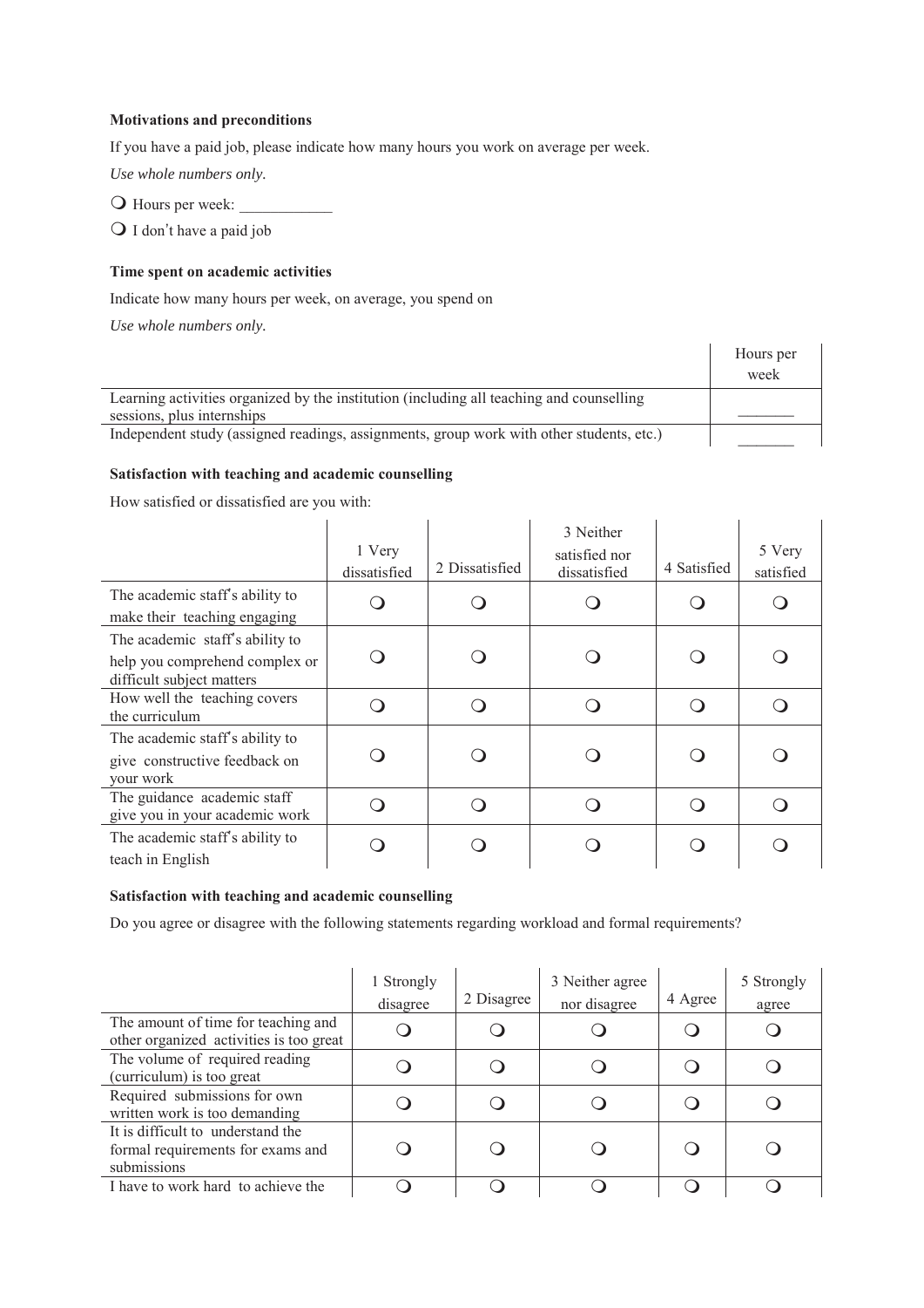**Motivations and preconditions**

If you have a paid job, please indicate how many hours you work on average per week.

*Use whole numbers only.*

❍ Hours per week: ____________

❍ I don't have a paid job

**Time spent on academic activities**

Indicate how many hours per week, on average, you spend on

*Use whole numbers only.*

| | Hours per week |
|---|---|
| Learning activities organized by the institution (including all teaching and counselling sessions, plus internships | _______ |
| Independent study (assigned readings, assignments, group work with other students, etc.) | _______ |

**Satisfaction with teaching and academic counselling**

How satisfied or dissatisfied are you with:

| | 1 Very dissatisfied | 2 Dissatisfied | 3 Neither satisfied nor dissatisfied | 4 Satisfied | 5 Very satisfied |
|---|---|---|---|---|---|
| The academic staff's ability to make their teaching engaging | ❍ | ❍ | ❍ | ❍ | ❍ |
| The academic staff's ability to help you comprehend complex or difficult subject matters | ❍ | ❍ | ❍ | ❍ | ❍ |
| How well the teaching covers the curriculum | ❍ | ❍ | ❍ | ❍ | ❍ |
| The academic staff's ability to give constructive feedback on your work | ❍ | ❍ | ❍ | ❍ | ❍ |
| The guidance academic staff give you in your academic work | ❍ | ❍ | ❍ | ❍ | ❍ |
| The academic staff's ability to teach in English | ❍ | ❍ | ❍ | ❍ | ❍ |

**Satisfaction with teaching and academic counselling**

Do you agree or disagree with the following statements regarding workload and formal requirements?

| | 1 Strongly disagree | 2 Disagree | 3 Neither agree nor disagree | 4 Agree | 5 Strongly agree |
|---|---|---|---|---|---|
| The amount of time for teaching and other organized activities is too great | ❍ | ❍ | ❍ | ❍ | ❍ |
| The volume of required reading (curriculum) is too great | ❍ | ❍ | ❍ | ❍ | ❍ |
| Required submissions for own written work is too demanding | ❍ | ❍ | ❍ | ❍ | ❍ |
| It is difficult to understand the formal requirements for exams and submissions | ❍ | ❍ | ❍ | ❍ | ❍ |
| I have to work hard to achieve the | ❍ | ❍ | ❍ | ❍ | ❍ |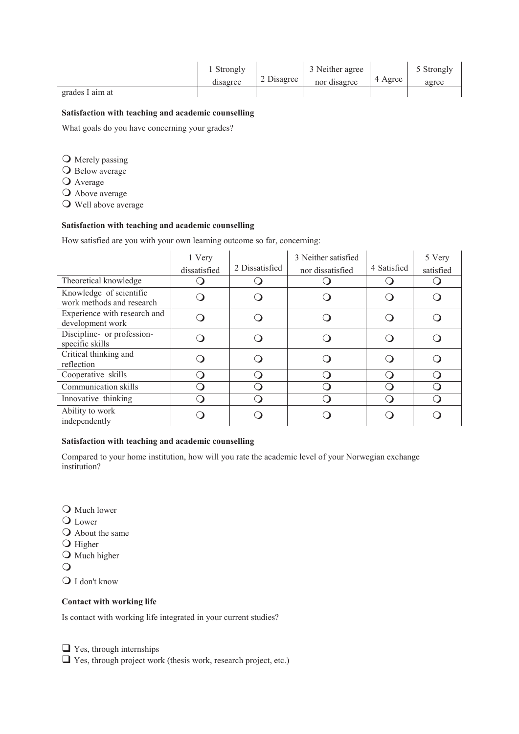| | 1 Strongly disagree | 2 Disagree | 3 Neither agree nor disagree | 4 Agree | 5 Strongly agree |
|---|---|---|---|---|---|
| grades I aim at | | | | | |

**Satisfaction with teaching and academic counselling**

What goals do you have concerning your grades?

- ❍ Merely passing
- ❍ Below average
- ❍ Average
- ❍ Above average
- ❍ Well above average

**Satisfaction with teaching and academic counselling**

How satisfied are you with your own learning outcome so far, concerning:

| | 1 Very dissatisfied | 2 Dissatisfied | 3 Neither satisfied nor dissatisfied | 4 Satisfied | 5 Very satisfied |
|---|---|---|---|---|---|
| Theoretical knowledge | ❍ | ❍ | ❍ | ❍ | ❍ |
| Knowledge of scientific work methods and research | ❍ | ❍ | ❍ | ❍ | ❍ |
| Experience with research and development work | ❍ | ❍ | ❍ | ❍ | ❍ |
| Discipline- or profession-specific skills | ❍ | ❍ | ❍ | ❍ | ❍ |
| Critical thinking and reflection | ❍ | ❍ | ❍ | ❍ | ❍ |
| Cooperative skills | ❍ | ❍ | ❍ | ❍ | ❍ |
| Communication skills | ❍ | ❍ | ❍ | ❍ | ❍ |
| Innovative thinking | ❍ | ❍ | ❍ | ❍ | ❍ |
| Ability to work independently | ❍ | ❍ | ❍ | ❍ | ❍ |

**Satisfaction with teaching and academic counselling**

Compared to your home institution, how will you rate the academic level of your Norwegian exchange institution?

- ❍ Much lower
- ❍ Lower
- ❍ About the same
- ❍ Higher
- ❍ Much higher
- ❍
- ❍ I don't know

**Contact with working life**

Is contact with working life integrated in your current studies?

- ❑ Yes, through internships
- ❑ Yes, through project work (thesis work, research project, etc.)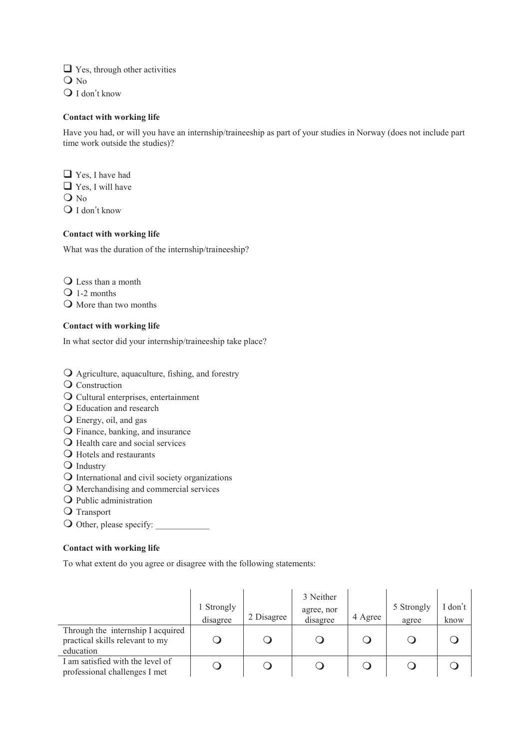❑ Yes, through other activities
❍ No
❍ I don't know

**Contact with working life**

Have you had, or will you have an internship/traineeship as part of your studies in Norway (does not include part time work outside the studies)?

❑ Yes, I have had
❑ Yes, I will have
❍ No
❍ I don't know

**Contact with working life**

What was the duration of the internship/traineeship?

❍ Less than a month
❍ 1-2 months
❍ More than two months

**Contact with working life**

In what sector did your internship/traineeship take place?

❍ Agriculture, aquaculture, fishing, and forestry
❍ Construction
❍ Cultural enterprises, entertainment
❍ Education and research
❍ Energy, oil, and gas
❍ Finance, banking, and insurance
❍ Health care and social services
❍ Hotels and restaurants
❍ Industry
❍ International and civil society organizations
❍ Merchandising and commercial services
❍ Public administration
❍ Transport
❍ Other, please specify: ____________

**Contact with working life**

To what extent do you agree or disagree with the following statements:

| | 1 Strongly disagree | 2 Disagree | 3 Neither agree, nor disagree | 4 Agree | 5 Strongly agree | I don't know |
|---|---|---|---|---|---|---|
| Through the internship I acquired practical skills relevant to my education | ❍ | ❍ | ❍ | ❍ | ❍ | ❍ |
| I am satisfied with the level of professional challenges I met | ❍ | ❍ | ❍ | ❍ | ❍ | ❍ |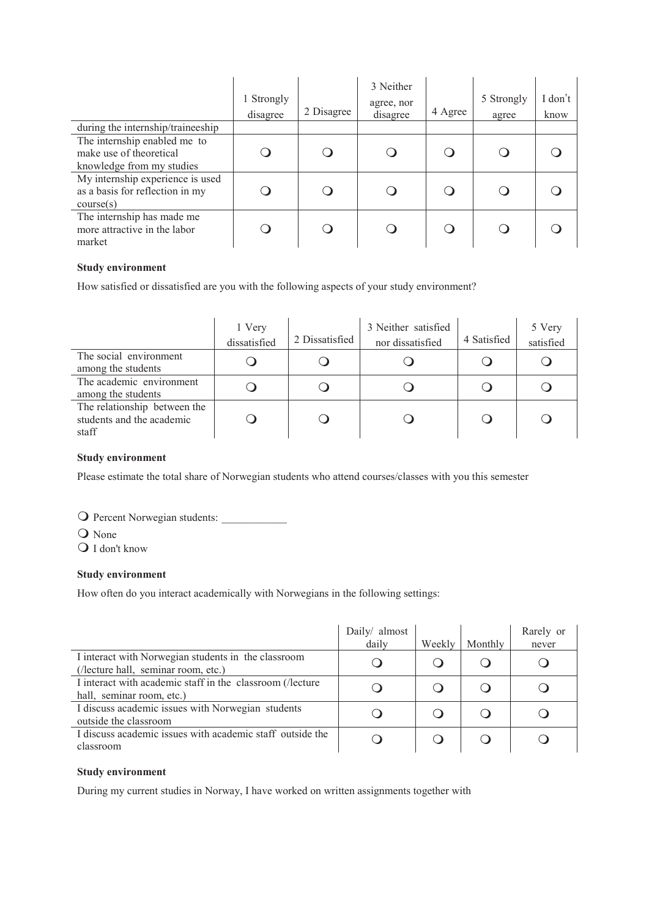| | 1 Strongly disagree | 2 Disagree | 3 Neither agree, nor disagree | 4 Agree | 5 Strongly agree | I don't know |
|---|---|---|---|---|---|---|
| during the internship/traineeship | | | | | | |
| The internship enabled me to make use of theoretical knowledge from my studies | ❍ | ❍ | ❍ | ❍ | ❍ | ❍ |
| My internship experience is used as a basis for reflection in my course(s) | ❍ | ❍ | ❍ | ❍ | ❍ | ❍ |
| The internship has made me more attractive in the labor market | ❍ | ❍ | ❍ | ❍ | ❍ | ❍ |

**Study environment**

How satisfied or dissatisfied are you with the following aspects of your study environment?

| | 1 Very dissatisfied | 2 Dissatisfied | 3 Neither satisfied nor dissatisfied | 4 Satisfied | 5 Very satisfied |
|---|---|---|---|---|---|
| The social environment among the students | ❍ | ❍ | ❍ | ❍ | ❍ |
| The academic environment among the students | ❍ | ❍ | ❍ | ❍ | ❍ |
| The relationship between the students and the academic staff | ❍ | ❍ | ❍ | ❍ | ❍ |

**Study environment**

Please estimate the total share of Norwegian students who attend courses/classes with you this semester

❍ Percent Norwegian students: ____________

❍ None

❍ I don't know

**Study environment**

How often do you interact academically with Norwegians in the following settings:

| | Daily/ almost daily | Weekly | Monthly | Rarely or never |
|---|---|---|---|---|
| I interact with Norwegian students in the classroom (/lecture hall, seminar room, etc.) | ❍ | ❍ | ❍ | ❍ |
| I interact with academic staff in the classroom (/lecture hall, seminar room, etc.) | ❍ | ❍ | ❍ | ❍ |
| I discuss academic issues with Norwegian students outside the classroom | ❍ | ❍ | ❍ | ❍ |
| I discuss academic issues with academic staff outside the classroom | ❍ | ❍ | ❍ | ❍ |

**Study environment**

During my current studies in Norway, I have worked on written assignments together with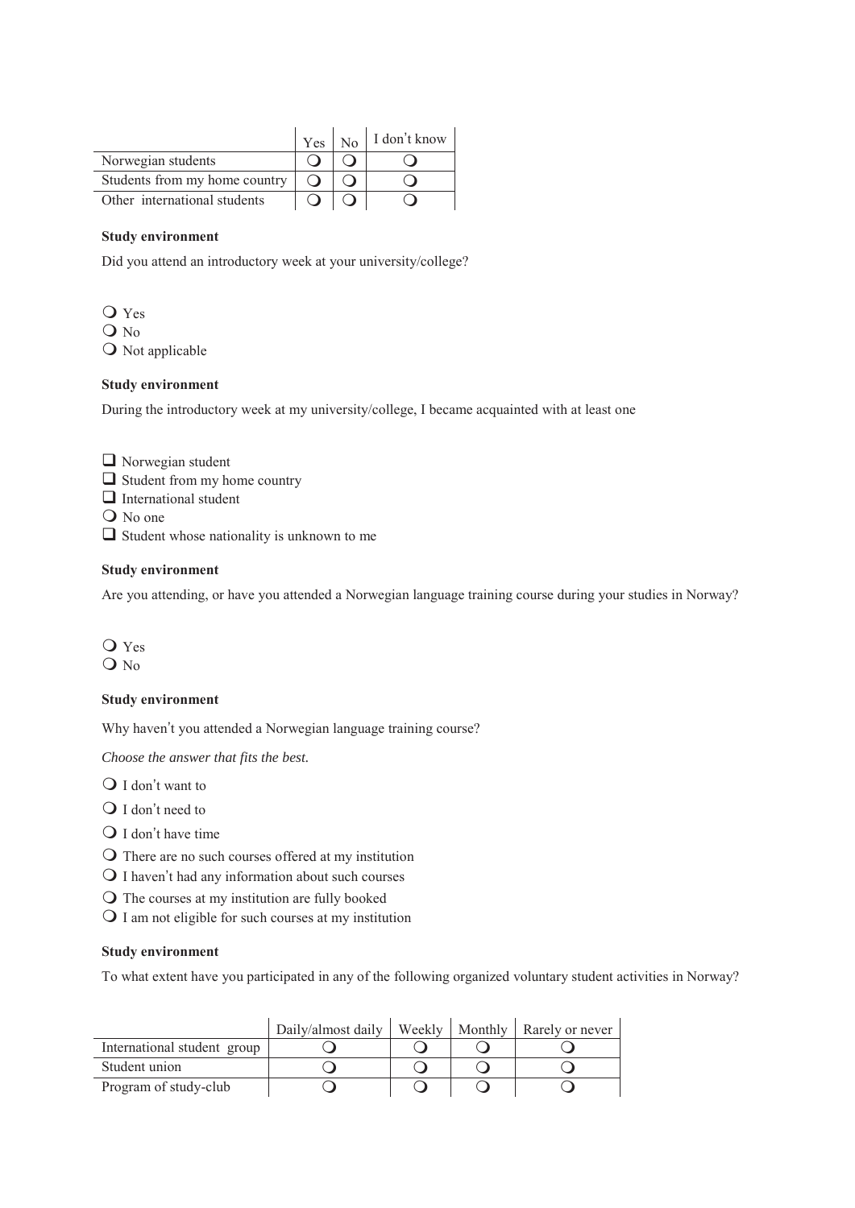| | Yes | No | I don't know |
|---|---|---|---|
| Norwegian students | ❍ | ❍ | ❍ |
| Students from my home country | ❍ | ❍ | ❍ |
| Other international students | ❍ | ❍ | ❍ |

**Study environment**

Did you attend an introductory week at your university/college?

❍ Yes
❍ No
❍ Not applicable

**Study environment**

During the introductory week at my university/college, I became acquainted with at least one

❑ Norwegian student
❑ Student from my home country
❑ International student
❍ No one
❑ Student whose nationality is unknown to me

**Study environment**

Are you attending, or have you attended a Norwegian language training course during your studies in Norway?

❍ Yes
❍ No

**Study environment**

Why haven't you attended a Norwegian language training course?

*Choose the answer that fits the best.*

❍ I don't want to
❍ I don't need to
❍ I don't have time
❍ There are no such courses offered at my institution
❍ I haven't had any information about such courses
❍ The courses at my institution are fully booked
❍ I am not eligible for such courses at my institution

**Study environment**

To what extent have you participated in any of the following organized voluntary student activities in Norway?

| | Daily/almost daily | Weekly | Monthly | Rarely or never |
|---|---|---|---|---|
| International student group | ❍ | ❍ | ❍ | ❍ |
| Student union | ❍ | ❍ | ❍ | ❍ |
| Program of study-club | ❍ | ❍ | ❍ | ❍ |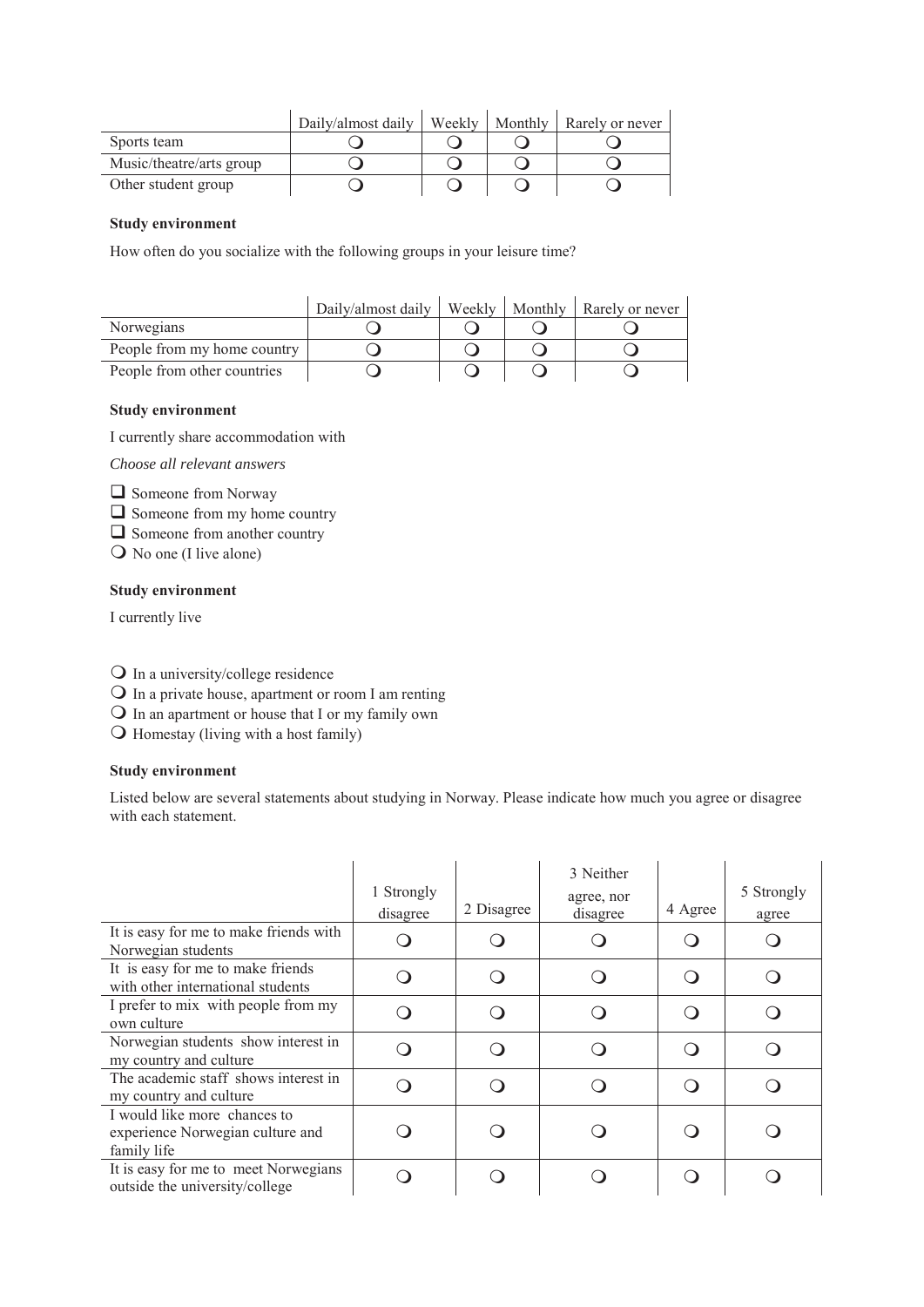| | Daily/almost daily | Weekly | Monthly | Rarely or never |
|---|---|---|---|---|
| Sports team | ❍ | ❍ | ❍ | ❍ |
| Music/theatre/arts group | ❍ | ❍ | ❍ | ❍ |
| Other student group | ❍ | ❍ | ❍ | ❍ |

**Study environment**

How often do you socialize with the following groups in your leisure time?

| | Daily/almost daily | Weekly | Monthly | Rarely or never |
|---|---|---|---|---|
| Norwegians | ❍ | ❍ | ❍ | ❍ |
| People from my home country | ❍ | ❍ | ❍ | ❍ |
| People from other countries | ❍ | ❍ | ❍ | ❍ |

**Study environment**

I currently share accommodation with

*Choose all relevant answers*

❑ Someone from Norway
❑ Someone from my home country
❑ Someone from another country
❍ No one (I live alone)

**Study environment**

I currently live

❍ In a university/college residence
❍ In a private house, apartment or room I am renting
❍ In an apartment or house that I or my family own
❍ Homestay (living with a host family)

**Study environment**

Listed below are several statements about studying in Norway. Please indicate how much you agree or disagree with each statement.

| | 1 Strongly disagree | 2 Disagree | 3 Neither agree, nor disagree | 4 Agree | 5 Strongly agree |
|---|---|---|---|---|---|
| It is easy for me to make friends with Norwegian students | ❍ | ❍ | ❍ | ❍ | ❍ |
| It is easy for me to make friends with other international students | ❍ | ❍ | ❍ | ❍ | ❍ |
| I prefer to mix with people from my own culture | ❍ | ❍ | ❍ | ❍ | ❍ |
| Norwegian students show interest in my country and culture | ❍ | ❍ | ❍ | ❍ | ❍ |
| The academic staff shows interest in my country and culture | ❍ | ❍ | ❍ | ❍ | ❍ |
| I would like more chances to experience Norwegian culture and family life | ❍ | ❍ | ❍ | ❍ | ❍ |
| It is easy for me to meet Norwegians outside the university/college | ❍ | ❍ | ❍ | ❍ | ❍ |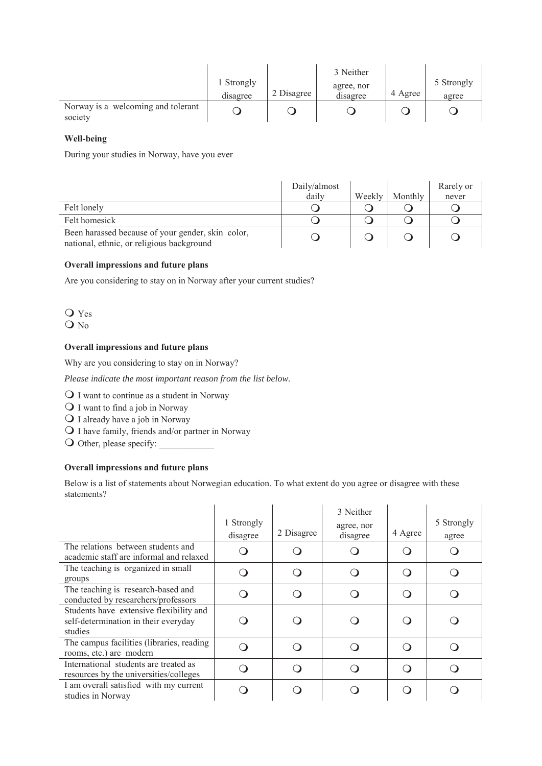| | 1 Strongly disagree | 2 Disagree | 3 Neither agree, nor disagree | 4 Agree | 5 Strongly agree |
|---|---|---|---|---|---|
| Norway is a welcoming and tolerant society | ❍ | ❍ | ❍ | ❍ | ❍ |

**Well-being**

During your studies in Norway, have you ever

| | Daily/almost daily | Weekly | Monthly | Rarely or never |
|---|---|---|---|---|
| Felt lonely | ❍ | ❍ | ❍ | ❍ |
| Felt homesick | ❍ | ❍ | ❍ | ❍ |
| Been harassed because of your gender, skin color, national, ethnic, or religious background | ❍ | ❍ | ❍ | ❍ |

**Overall impressions and future plans**

Are you considering to stay on in Norway after your current studies?

❍ Yes
❍ No

**Overall impressions and future plans**

Why are you considering to stay on in Norway?

*Please indicate the most important reason from the list below.*

❍ I want to continue as a student in Norway
❍ I want to find a job in Norway
❍ I already have a job in Norway
❍ I have family, friends and/or partner in Norway
❍ Other, please specify: ____________

**Overall impressions and future plans**

Below is a list of statements about Norwegian education. To what extent do you agree or disagree with these statements?

| | 1 Strongly disagree | 2 Disagree | 3 Neither agree, nor disagree | 4 Agree | 5 Strongly agree |
|---|---|---|---|---|---|
| The relations between students and academic staff are informal and relaxed | ❍ | ❍ | ❍ | ❍ | ❍ |
| The teaching is organized in small groups | ❍ | ❍ | ❍ | ❍ | ❍ |
| The teaching is research-based and conducted by researchers/professors | ❍ | ❍ | ❍ | ❍ | ❍ |
| Students have extensive flexibility and self-determination in their everyday studies | ❍ | ❍ | ❍ | ❍ | ❍ |
| The campus facilities (libraries, reading rooms, etc.) are modern | ❍ | ❍ | ❍ | ❍ | ❍ |
| International students are treated as resources by the universities/colleges | ❍ | ❍ | ❍ | ❍ | ❍ |
| I am overall satisfied with my current studies in Norway | ❍ | ❍ | ❍ | ❍ | ❍ |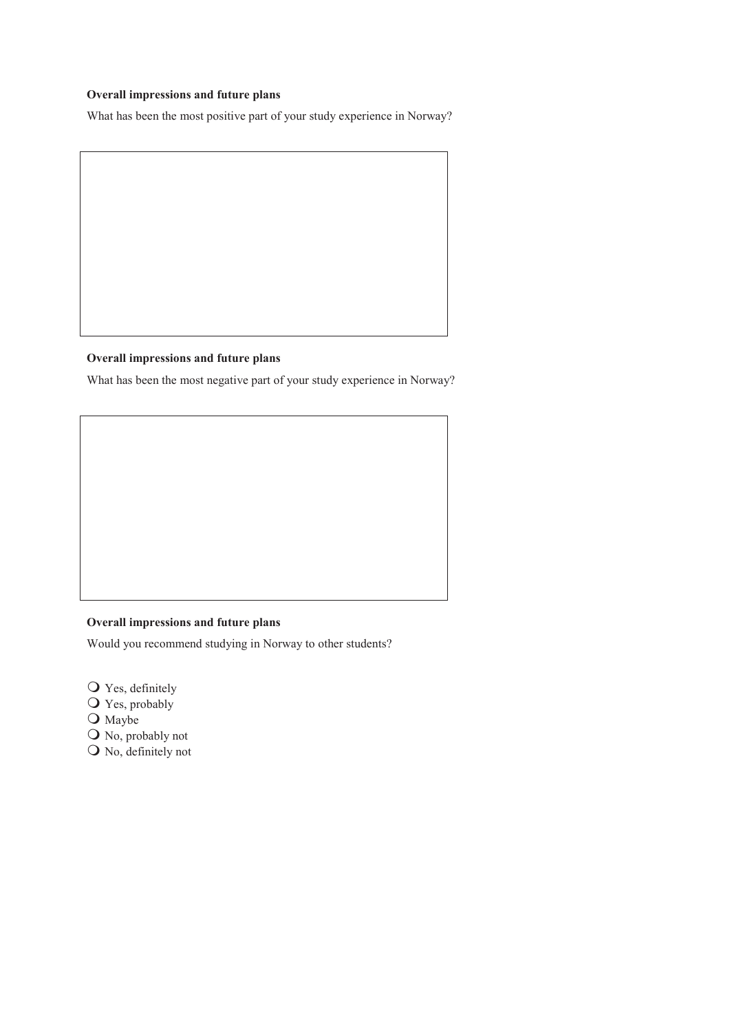**Overall impressions and future plans**

What has been the most positive part of your study experience in Norway?

**Overall impressions and future plans**

What has been the most negative part of your study experience in Norway?

**Overall impressions and future plans**

Would you recommend studying in Norway to other students?

- ❍ Yes, definitely
- ❍ Yes, probably
- ❍ Maybe
- ❍ No, probably not
- ❍ No, definitely not